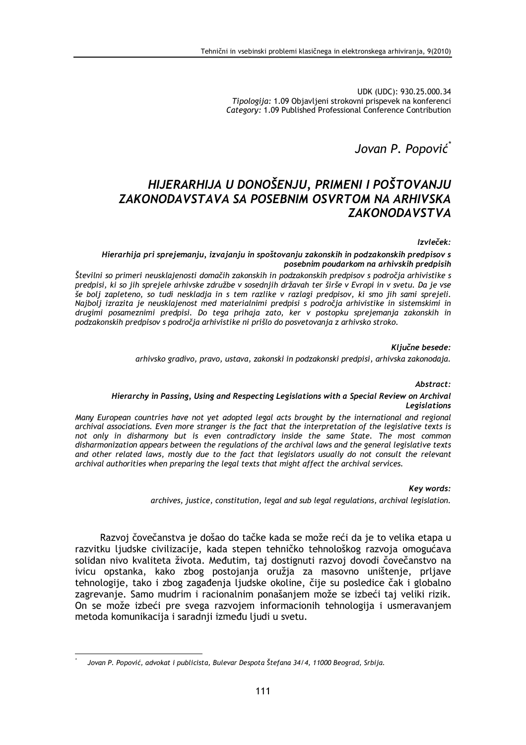UDK (UDC): 930.25.000.34
*Tipologija:* 1.09 Objavljeni strokovni prispevek na konferenci
*Category:* 1.09 Published Professional Conference Contribution

*Jovan P. Popović*[*]

# *HIJERARHIJA U DONOŠENJU, PRIMENI I POŠTOVANJU ZAKONODAVSTAVA SA POSEBNIM OSVRTOM NA ARHIVSKA ZAKONODAVSTVA*

***Izvleček:***

***Hierarhija pri sprejemanju, izvajanju in spoštovanju zakonskih in podzakonskih predpisov s posebnim poudarkom na arhivskih predpisih***

*Številni so primeri neusklajenosti domačih zakonskih in podzakonskih predpisov s področja arhivistike s predpisi, ki so jih sprejele arhivske združbe v sosednjih državah ter širše v Evropi in v svetu. Da je vse še bolj zapleteno, so tudi neskladja in s tem razlike v razlagi predpisov, ki smo jih sami sprejeli. Najbolj izrazita je neusklajenost med materialnimi predpisi s področja arhivistike in sistemskimi in drugimi posameznimi predpisi. Do tega prihaja zato, ker v postopku sprejemanja zakonskih in podzakonskih predpisov s področja arhivistike ni prišlo do posvetovanja z arhivsko stroko.*

***Ključne besede:***

*arhivsko gradivo, pravo, ustava, zakonski in podzakonski predpisi, arhivska zakonodaja.*

***Abstract:***

***Hierarchy in Passing, Using and Respecting Legislations with a Special Review on Archival Legislations***

*Many European countries have not yet adopted legal acts brought by the international and regional archival associations. Even more stranger is the fact that the interpretation of the legislative texts is not only in disharmony but is even contradictory inside the same State. The most common disharmonization appears between the regulations of the archival laws and the general legislative texts and other related laws, mostly due to the fact that legislators usually do not consult the relevant archival authorities when preparing the legal texts that might affect the archival services.*

***Key words:***

*archives, justice, constitution, legal and sub legal regulations, archival legislation.*

Razvoj čovečanstva je došao do tačke kada se može reći da je to velika etapa u razvitku ljudske civilizacije, kada stepen tehničko tehnološkog razvoja omogućava solidan nivo kvaliteta života. Međutim, taj dostignuti razvoj dovodi čovečanstvo na ivicu opstanka, kako zbog postojanja oružja za masovno uništenje, prljave tehnologije, tako i zbog zagađenja ljudske okoline, čije su posledice čak i globalno zagrevanje. Samo mudrim i racionalnim ponašanjem može se izbeći taj veliki rizik. On se može izbeći pre svega razvojem informacionih tehnologija i usmeravanjem metoda komunikacija i saradnji između ljudi u svetu.

---

[*] *Jovan P. Popović, advokat i publicista, Bulevar Despota Štefana 34/4, 11000 Beograd, Srbija.*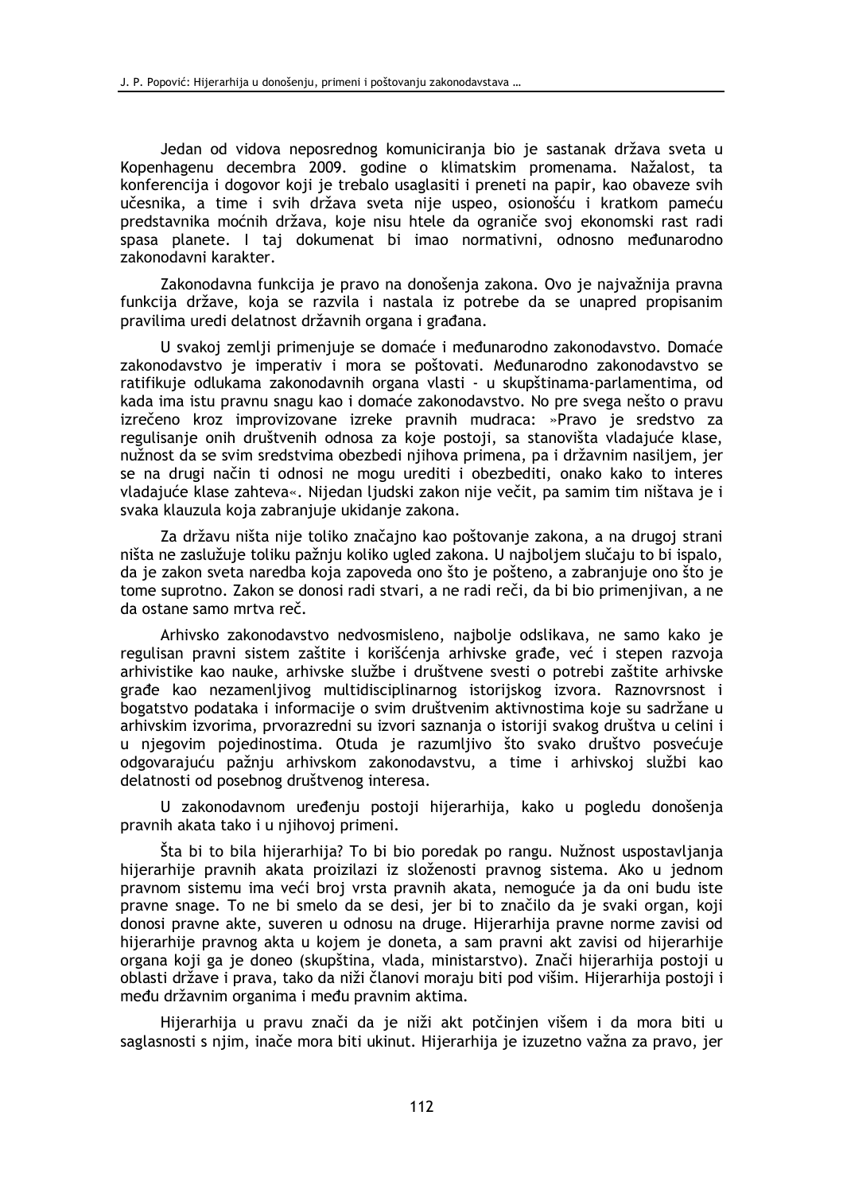Jedan od vidova neposrednog komuniciranja bio je sastanak država sveta u Kopenhagenu decembra 2009. godine o klimatskim promenama. Nažalost, ta konferencija i dogovor koji je trebalo usaglasiti i preneti na papir, kao obaveze svih učesnika, a time i svih država sveta nije uspeo, osionošću i kratkom pameću predstavnika moćnih država, koje nisu htele da ograniče svoj ekonomski rast radi spasa planete. I taj dokumenat bi imao normativni, odnosno međunarodno zakonodavni karakter.

Zakonodavna funkcija je pravo na donošenja zakona. Ovo je najvažnija pravna funkcija države, koja se razvila i nastala iz potrebe da se unapred propisanim pravilima uredi delatnost državnih organa i građana.

U svakoj zemlji primenjuje se domaće i međunarodno zakonodavstvo. Domaće zakonodavstvo je imperativ i mora se poštovati. Međunarodno zakonodavstvo se ratifikuje odlukama zakonodavnih organa vlasti - u skupštinama-parlamentima, od kada ima istu pravnu snagu kao i domaće zakonodavstvo. No pre svega nešto o pravu izrečeno kroz improvizovane izreke pravnih mudraca: »Pravo je sredstvo za regulisanje onih društvenih odnosa za koje postoji, sa stanovišta vladajuće klase, nužnost da se svim sredstvima obezbedi njihova primena, pa i državnim nasiljem, jer se na drugi način ti odnosi ne mogu urediti i obezbediti, onako kako to interes vladajuće klase zahteva«. Nijedan ljudski zakon nije večit, pa samim tim ništava je i svaka klauzula koja zabranjuje ukidanje zakona.

Za državu ništa nije toliko značajno kao poštovanje zakona, a na drugoj strani ništa ne zaslužuje toliku pažnju koliko ugled zakona. U najboljem slučaju to bi ispalo, da je zakon sveta naredba koja zapoveda ono što je pošteno, a zabranjuje ono što je tome suprotno. Zakon se donosi radi stvari, a ne radi reči, da bi bio primenjivan, a ne da ostane samo mrtva reč.

Arhivsko zakonodavstvo nedvosmisleno, najbolje odslikava, ne samo kako je regulisan pravni sistem zaštite i korišćenja arhivske građe, već i stepen razvoja arhivistike kao nauke, arhivske službe i društvene svesti o potrebi zaštite arhivske građe kao nezamenljivog multidisciplinarnog istorijskog izvora. Raznovrsnost i bogatstvo podataka i informacije o svim društvenim aktivnostima koje su sadržane u arhivskim izvorima, prvorazredni su izvori saznanja o istoriji svakog društva u celini i u njegovim pojedinostima. Otuda je razumljivo što svako društvo posvećuje odgovarajuću pažnju arhivskom zakonodavstvu, a time i arhivskoj službi kao delatnosti od posebnog društvenog interesa.

U zakonodavnom uređenju postoji hijerarhija, kako u pogledu donošenja pravnih akata tako i u njihovoj primeni.

Šta bi to bila hijerarhija? To bi bio poredak po rangu. Nužnost uspostavljanja hijerarhije pravnih akata proizilazi iz složenosti pravnog sistema. Ako u jednom pravnom sistemu ima veći broj vrsta pravnih akata, nemoguće ja da oni budu iste pravne snage. To ne bi smelo da se desi, jer bi to značilo da je svaki organ, koji donosi pravne akte, suveren u odnosu na druge. Hijerarhija pravne norme zavisi od hijerarhije pravnog akta u kojem je doneta, a sam pravni akt zavisi od hijerarhije organa koji ga je doneo (skupština, vlada, ministarstvo). Znači hijerarhija postoji u oblasti države i prava, tako da niži članovi moraju biti pod višim. Hijerarhija postoji i među državnim organima i među pravnim aktima.

Hijerarhija u pravu znači da je niži akt potčinjen višem i da mora biti u saglasnosti s njim, inače mora biti ukinut. Hijerarhija je izuzetno važna za pravo, jer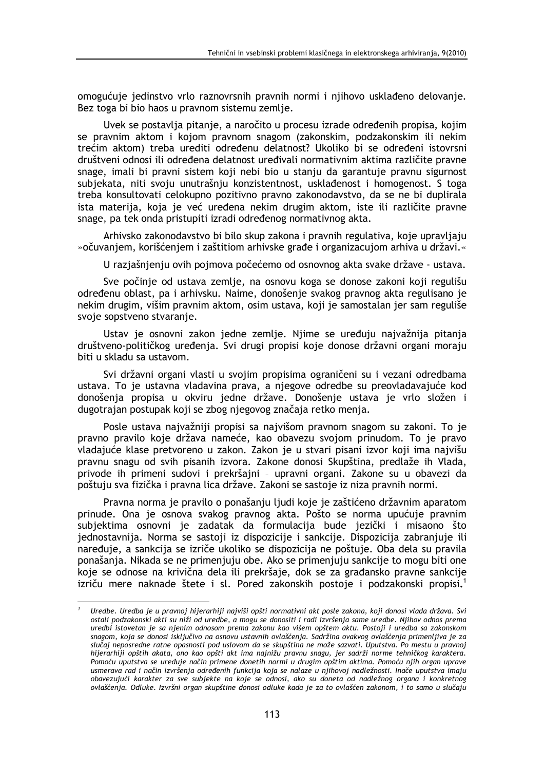omogućuje jedinstvo vrlo raznovrsnih pravnih normi i njihovo usklađeno delovanje. Bez toga bi bio haos u pravnom sistemu zemlje.

Uvek se postavlja pitanje, a naročito u procesu izrade određenih propisa, kojim se pravnim aktom i kojom pravnom snagom (zakonskim, podzakonskim ili nekim trećim aktom) treba urediti određenu delatnost? Ukoliko bi se određeni istovrsni društveni odnosi ili određena delatnost uređivali normativnim aktima različite pravne snage, imali bi pravni sistem koji nebi bio u stanju da garantuje pravnu sigurnost subjekata, niti svoju unutrašnju konzistentnost, usklađenost i homogenost. S toga treba konsultovati celokupno pozitivno pravno zakonodavstvo, da se ne bi duplirala ista materija, koja je već uređena nekim drugim aktom, iste ili različite pravne snage, pa tek onda pristupiti izradi određenog normativnog akta.

Arhivsko zakonodavstvo bi bilo skup zakona i pravnih regulativa, koje upravljaju »očuvanjem, korišćenjem i zaštitom arhivske građe i organizacujom arhiva u državi.«

U razjašnjenju ovih pojmova počećemo od osnovnog akta svake države - ustava.

Sve počinje od ustava zemlje, na osnovu koga se donose zakoni koji regulišu određenu oblast, pa i arhivsku. Naime, donošenje svakog pravnog akta regulisano je nekim drugim, višim pravnim aktom, osim ustava, koji je samostalan jer sam reguliše svoje sopstveno stvaranje.

Ustav je osnovni zakon jedne zemlje. Njime se uređuju najvažnija pitanja društveno-političkog uređenja. Svi drugi propisi koje donose državni organi moraju biti u skladu sa ustavom.

Svi državni organi vlasti u svojim propisima ograničeni su i vezani odredbama ustava. To je ustavna vladavina prava, a njegove odredbe su preovladavajuće kod donošenja propisa u okviru jedne države. Donošenje ustava je vrlo složen i dugotrajan postupak koji se zbog njegovog značaja retko menja.

Posle ustava najvažniji propisi sa najvišom pravnom snagom su zakoni. To je pravno pravilo koje država nameće, kao obavezu svojom prinudom. To je pravo vladajuće klase pretvoreno u zakon. Zakon je u stvari pisani izvor koji ima najvišu pravnu snagu od svih pisanih izvora. Zakone donosi Skupština, predlaže ih Vlada, privode ih primeni sudovi i prekršajni – upravni organi. Zakone su u obavezi da poštuju sva fizička i pravna lica države. Zakoni se sastoje iz niza pravnih normi.

Pravna norma je pravilo o ponašanju ljudi koje je zaštićeno državnim aparatom prinude. Ona je osnova svakog pravnog akta. Pošto se norma upućuje pravnim subjektima osnovni je zadatak da formulacija bude jezički i misaono što jednostavnija. Norma se sastoji iz dispozicije i sankcije. Dispozicija zabranjuje ili naređuje, a sankcija se izriče ukoliko se dispozicija ne poštuje. Oba dela su pravila ponašanja. Nikada se ne primenjuju obe. Ako se primenjuju sankcije to mogu biti one koje se odnose na krivična dela ili prekršaje, dok se za građansko pravne sankcije izriču mere naknade štete i sl. Pored zakonskih postoje i podzakonski propisi.[1]

---

[1] *Uredbe. Uredba je u pravnoj hijerarhiji najviši opšti normativni akt posle zakona, koji donosi vlada država. Svi ostali podzakonski akti su niži od uredbe, a mogu se donositi i radi izvršenja same uredbe. Njihov odnos prema uredbi istovetan je sa njenim odnosom prema zakonu kao višem opštem aktu. Postoji i uredba sa zakonskom snagom, koja se donosi isključivo na osnovu ustavnih ovlašćenja. Sadržina ovakvog ovlašćenja primenljiva je za slučaj neposredne ratne opasnosti pod uslovom da se skupština ne može sazvati. Uputstva. Po mestu u pravnoj hijerarhiji opštih akata, ono kao opšti akt ima najnižu pravnu snagu, jer sadrži norme tehničkog karaktera. Pomoću uputstva se uređuje način primene donetih normi u drugim opštim aktima. Pomoću njih organ uprave usmerava rad i način izvršenja određenih funkcija koja se nalaze u njihovoj nadležnosti. Inače uputstva imaju obavezujući karakter za sve subjekte na koje se odnosi, ako su doneta od nadležnog organa i konkretnog ovlašćenja. Odluke. Izvršni organ skupštine donosi odluke kada je za to ovlašćen zakonom, i to samo u slučaju*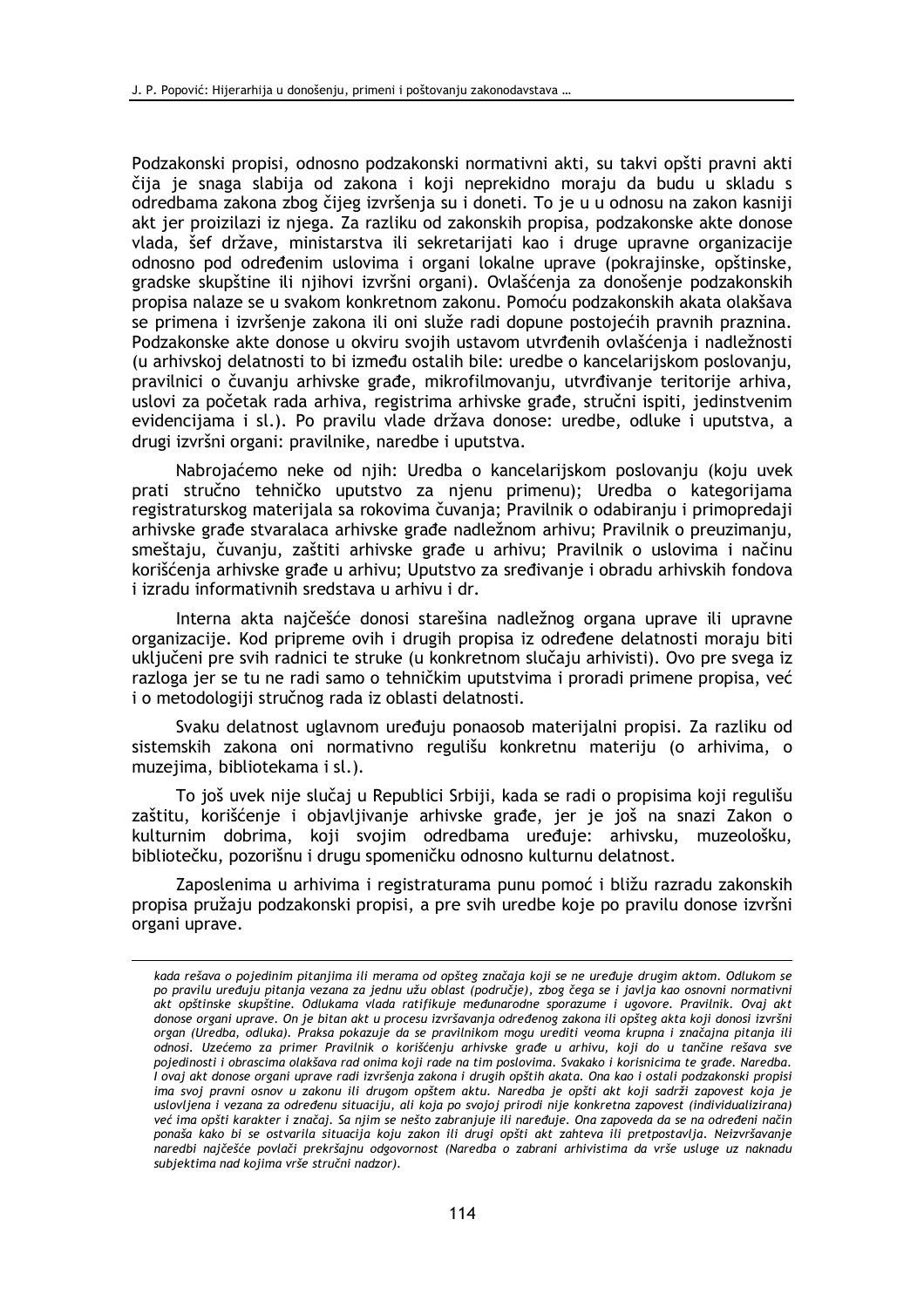Podzakonski propisi, odnosno podzakonski normativni akti, su takvi opšti pravni akti čija je snaga slabija od zakona i koji neprekidno moraju da budu u skladu s odredbama zakona zbog čijeg izvršenja su i doneti. To je u u odnosu na zakon kasniji akt jer proizilazi iz njega. Za razliku od zakonskih propisa, podzakonske akte donose vlada, šef države, ministarstva ili sekretarijati kao i druge upravne organizacije odnosno pod određenim uslovima i organi lokalne uprave (pokrajinske, opštinske, gradske skupštine ili njihovi izvršni organi). Ovlašćenja za donošenje podzakonskih propisa nalaze se u svakom konkretnom zakonu. Pomoću podzakonskih akata olakšava se primena i izvršenje zakona ili oni služe radi dopune postojećih pravnih praznina. Podzakonske akte donose u okviru svojih ustavom utvrđenih ovlašćenja i nadležnosti (u arhivskoj delatnosti to bi između ostalih bile: uredbe o kancelarijskom poslovanju, pravilnici o čuvanju arhivske građe, mikrofilmovanju, utvrđivanje teritorije arhiva, uslovi za početak rada arhiva, registrima arhivske građe, stručni ispiti, jedinstvenim evidencijama i sl.). Po pravilu vlade država donose: uredbe, odluke i uputstva, a drugi izvršni organi: pravilnike, naredbe i uputstva.

Nabrojaćemo neke od njih: Uredba o kancelarijskom poslovanju (koju uvek prati stručno tehničko uputstvo za njenu primenu); Uredba o kategorijama registraturskog materijala sa rokovima čuvanja; Pravilnik o odabiranju i primopredaji arhivske građe stvaralaca arhivske građe nadležnom arhivu; Pravilnik o preuzimanju, smeštaju, čuvanju, zaštiti arhivske građe u arhivu; Pravilnik o uslovima i načinu korišćenja arhivske građe u arhivu; Uputstvo za sređivanje i obradu arhivskih fondova i izradu informativnih sredstava u arhivu i dr.

Interna akta najčešće donosi starešina nadležnog organa uprave ili upravne organizacije. Kod pripreme ovih i drugih propisa iz određene delatnosti moraju biti uključeni pre svih radnici te struke (u konkretnom slučaju arhivisti). Ovo pre svega iz razloga jer se tu ne radi samo o tehničkim uputstvima i proradi primene propisa, već i o metodologiji stručnog rada iz oblasti delatnosti.

Svaku delatnost uglavnom uređuju ponaosob materijalni propisi. Za razliku od sistemskih zakona oni normativno regulišu konkretnu materiju (o arhivima, o muzejima, bibliotekama i sl.).

To još uvek nije slučaj u Republici Srbiji, kada se radi o propisima koji regulišu zaštitu, korišćenje i objavljivanje arhivske građe, jer je još na snazi Zakon o kulturnim dobrima, koji svojim odredbama uređuje: arhivsku, muzeološku, bibliotečku, pozorišnu i drugu spomeničku odnosno kulturnu delatnost.

Zaposlenima u arhivima i registraturama punu pomoć i bližu razradu zakonskih propisa pružaju podzakonski propisi, a pre svih uredbe koje po pravilu donose izvršni organi uprave.

---

*kada rešava o pojedinim pitanjima ili merama od opšteg značaja koji se ne uređuje drugim aktom. Odlukom se po pravilu uređuju pitanja vezana za jednu užu oblast (područje), zbog čega se i javlja kao osnovni normativni akt opštinske skupštine. Odlukama vlada ratifikuje međunarodne sporazume i ugovore. Pravilnik. Ovaj akt donose organi uprave. On je bitan akt u procesu izvršavanja određenog zakona ili opšteg akta koji donosi izvršni organ (Uredba, odluka). Praksa pokazuje da se pravilnikom mogu urediti veoma krupna i značajna pitanja ili odnosi. Uzećemo za primer Pravilnik o korišćenju arhivske građe u arhivu, koji do u tančine rešava sve pojedinosti i obrascima olakšava rad onima koji rade na tim poslovima. Svakako i korisnicima te građe. Naredba. I ovaj akt donose organi uprave radi izvršenja zakona i drugih opštih akata. Ona kao i ostali podzakonski propisi ima svoj pravni osnov u zakonu ili drugom opštem aktu. Naredba je opšti akt koji sadrži zapovest koja je uslovljena i vezana za određenu situaciju, ali koja po svojoj prirodi nije konkretna zapovest (individualizirana) već ima opšti karakter i značaj. Sa njim se nešto zabranjuje ili naređuje. Ona zapoveda da se na određeni način ponaša kako bi se ostvarila situacija koju zakon ili drugi opšti akt zahteva ili pretpostavlja. Neizvršavanje naredbi najčešće povlači prekršajnu odgovornost (Naredba o zabrani arhivistima da vrše usluge uz naknadu subjektima nad kojima vrše stručni nadzor).*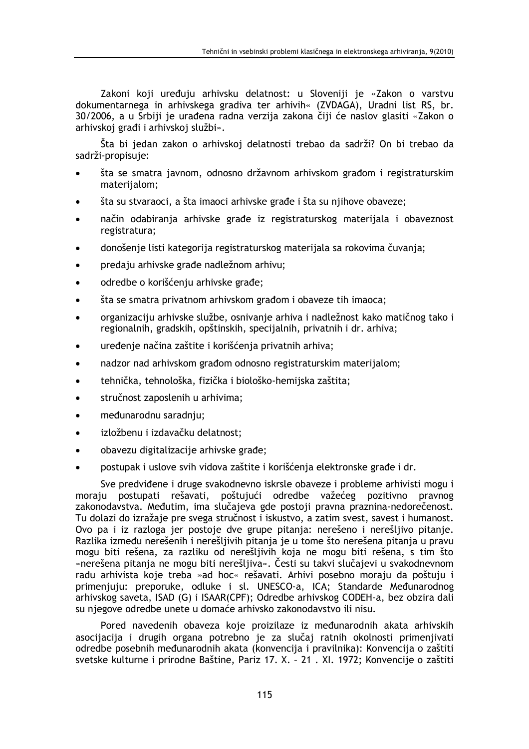Zakoni koji uređuju arhivsku delatnost: u Sloveniji je «Zakon o varstvu dokumentarnega in arhivskega gradiva ter arhivih« (ZVDAGA), Uradni list RS, br. 30/2006, a u Srbiji je urađena radna verzija zakona čiji će naslov glasiti «Zakon o arhivskoj građi i arhivskoj službi».

Šta bi jedan zakon o arhivskoj delatnosti trebao da sadrži? On bi trebao da sadrži-propisuje:

- šta se smatra javnom, odnosno državnom arhivskom građom i registraturskim materijalom;
- šta su stvaraoci, a šta imaoci arhivske građe i šta su njihove obaveze;
- način odabiranja arhivske građe iz registraturskog materijala i obaveznost registratura;
- donošenje listi kategorija registraturskog materijala sa rokovima čuvanja;
- predaju arhivske građe nadležnom arhivu;
- odredbe o korišćenju arhivske građe;
- šta se smatra privatnom arhivskom građom i obaveze tih imaoca;
- organizaciju arhivske službe, osnivanje arhiva i nadležnost kako matičnog tako i regionalnih, gradskih, opštinskih, specijalnih, privatnih i dr. arhiva;
- uređenje načina zaštite i korišćenja privatnih arhiva;
- nadzor nad arhivskom građom odnosno registraturskim materijalom;
- tehnička, tehnološka, fizička i biološko-hemijska zaštita;
- stručnost zaposlenih u arhivima;
- međunarodnu saradnju;
- izložbenu i izdavačku delatnost;
- obavezu digitalizacije arhivske građe;
- postupak i uslove svih vidova zaštite i korišćenja elektronske građe i dr.

Sve predviđene i druge svakodnevno iskrsle obaveze i probleme arhivisti mogu i moraju postupati rešavati, poštujući odredbe važećeg pozitivno pravnog zakonodavstva. Međutim, ima slučajeva gde postoji pravna praznina-nedorečenost. Tu dolazi do izražaje pre svega stručnost i iskustvo, a zatim svest, savest i humanost. Ovo pa i iz razloga jer postoje dve grupe pitanja: nerešeno i nerešljivo pitanje. Razlika između nerešenih i nerešljivih pitanja je u tome što nerešena pitanja u pravu mogu biti rešena, za razliku od nerešljivih koja ne mogu biti rešena, s tim što »nerešena pitanja ne mogu biti nerešljiva«. Česti su takvi slučajevi u svakodnevnom radu arhivista koje treba »ad hoc« rešavati. Arhivi posebno moraju da poštuju i primenjuju: preporuke, odluke i sl. UNESCO-a, ICA; Standarde Međunarodnog arhivskog saveta, ISAD (G) i ISAAR(CPF); Odredbe arhivskog CODEH-a, bez obzira dali su njegove odredbe unete u domaće arhivsko zakonodavstvo ili nisu.

Pored navedenih obaveza koje proizilaze iz međunarodnih akata arhivskih asocijacija i drugih organa potrebno je za slučaj ratnih okolnosti primenjivati odredbe posebnih međunarodnih akata (konvencija i pravilnika): Konvencija o zaštiti svetske kulturne i prirodne Baštine, Pariz 17. X. – 21 . XI. 1972; Konvencije o zaštiti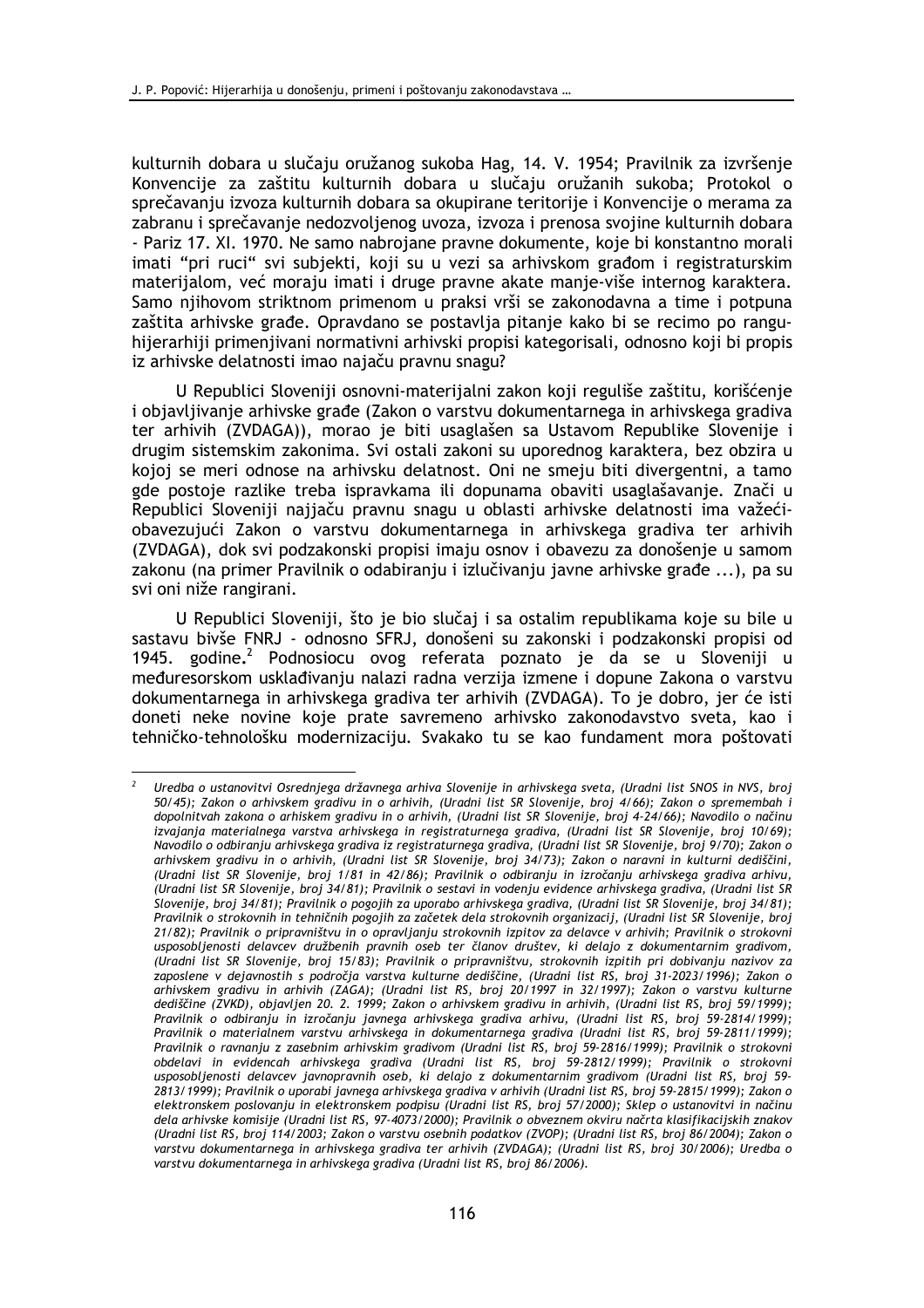kulturnih dobara u slučaju oružanog sukoba Hag, 14. V. 1954; Pravilnik za izvršenje Konvencije za zaštitu kulturnih dobara u slučaju oružanih sukoba; Protokol o sprečavanju izvoza kulturnih dobara sa okupirane teritorije i Konvencije o merama za zabranu i sprečavanje nedozvoljenog uvoza, izvoza i prenosa svojine kulturnih dobara - Pariz 17. XI. 1970. Ne samo nabrojane pravne dokumente, koje bi konstantno morali imati "pri ruci" svi subjekti, koji su u vezi sa arhivskom građom i registraturskim materijalom, već moraju imati i druge pravne akate manje-više internog karaktera. Samo njihovom striktnom primenom u praksi vrši se zakonodavna a time i potpuna zaštita arhivske građe. Opravdano se postavlja pitanje kako bi se recimo po rangu-hijerarhiji primenjivani normativni arhivski propisi kategorisali, odnosno koji bi propis iz arhivske delatnosti imao najaču pravnu snagu?

U Republici Sloveniji osnovni-materijalni zakon koji reguliše zaštitu, korišćenje i objavljivanje arhivske građe (Zakon o varstvu dokumentarnega in arhivskega gradiva ter arhivih (ZVDAGA)), morao je biti usaglašen sa Ustavom Republike Slovenije i drugim sistemskim zakonima. Svi ostali zakoni su uporednog karaktera, bez obzira u kojoj se meri odnose na arhivsku delatnost. Oni ne smeju biti divergentni, a tamo gde postoje razlike treba ispravkama ili dopunama obaviti usaglašavanje. Znači u Republici Sloveniji najjaču pravnu snagu u oblasti arhivske delatnosti ima važeći-obavezujući Zakon o varstvu dokumentarnega in arhivskega gradiva ter arhivih (ZVDAGA), dok svi podzakonski propisi imaju osnov i obavezu za donošenje u samom zakonu (na primer Pravilnik o odabiranju i izlučivanju javne arhivske građe ...), pa su svi oni niže rangirani.

U Republici Sloveniji, što je bio slučaj i sa ostalim republikama koje su bile u sastavu bivše FNRJ - odnosno SFRJ, donošeni su zakonski i podzakonski propisi od 1945. godine.[2] Podnosiocu ovog referata poznato je da se u Sloveniji u međuresorskom usklađivanju nalazi radna verzija izmene i dopune Zakona o varstvu dokumentarnega in arhivskega gradiva ter arhivih (ZVDAGA). To je dobro, jer će isti doneti neke novine koje prate savremeno arhivsko zakonodavstvo sveta, kao i tehničko-tehnološku modernizaciju. Svakako tu se kao fundament mora poštovati

---

[2] *Uredba o ustanovitvi Osrednjega državnega arhiva Slovenije in arhivskega sveta, (Uradni list SNOS in NVS, broj 50/45); Zakon o arhivskem gradivu in o arhivih, (Uradni list SR Slovenije, broj 4/66); Zakon o spremembah i dopolnitvah zakona o arhiskem gradivu in o arhivih, (Uradni list SR Slovenije, broj 4-24/66); Navodilo o načinu izvajanja materialnega varstva arhivskega in registraturnega gradiva, (Uradni list SR Slovenije, broj 10/69); Navodilo o odbiranju arhivskega gradiva iz registraturnega gradiva, (Uradni list SR Slovenije, broj 9/70); Zakon o arhivskem gradivu in o arhivih, (Uradni list SR Slovenije, broj 34/73); Zakon o naravni in kulturni dediščini, (Uradni list SR Slovenije, broj 1/81 in 42/86); Pravilnik o odbiranju in izročanju arhivskega gradiva arhivu, (Uradni list SR Slovenije, broj 34/81); Pravilnik o sestavi in vodenju evidence arhivskega gradiva, (Uradni list SR Slovenije, broj 34/81); Pravilnik o pogojih za uporabo arhivskega gradiva, (Uradni list SR Slovenije, broj 34/81); Pravilnik o strokovnih in tehničnih pogojih za začetek dela strokovnih organizacij, (Uradni list SR Slovenije, broj 21/82); Pravilnik o pripravništvu in o opravljanju strokovnih izpitov za delavce v arhivih; Pravilnik o strokovni usposobljenosti delavcev družbenih pravnih oseb ter članov društev, ki delajo z dokumentarnim gradivom, (Uradni list SR Slovenije, broj 15/83); Pravilnik o pripravništvu, strokovnih izpitih pri dobivanju nazivov za zaposlene v dejavnostih s področja varstva kulturne dediščine, (Uradni list RS, broj 31-2023/1996); Zakon o arhivskem gradivu in arhivih (ZAGA); (Uradni list RS, broj 20/1997 in 32/1997); Zakon o varstvu kulturne dediščine (ZVKD), objavljen 20. 2. 1999; Zakon o arhivskem gradivu in arhivih, (Uradni list RS, broj 59/1999); Pravilnik o odbiranju in izročanju javnega arhivskega gradiva arhivu, (Uradni list RS, broj 59-2814/1999); Pravilnik o materialnem varstvu arhivskega in dokumentarnega gradiva (Uradni list RS, broj 59-2811/1999); Pravilnik o ravnanju z zasebnim arhivskim gradivom (Uradni list RS, broj 59-2816/1999); Pravilnik o strokovni obdelavi in evidencah arhivskega gradiva (Uradni list RS, broj 59-2812/1999); Pravilnik o strokovni usposobljenosti delavcev javnopravnih oseb, ki delajo z dokumentarnim gradivom (Uradni list RS, broj 59-2813/1999); Pravilnik o uporabi javnega arhivskega gradiva v arhivih (Uradni list RS, broj 59-2815/1999); Zakon o elektronskem poslovanju in elektronskem podpisu (Uradni list RS, broj 57/2000); Sklep o ustanovitvi in načinu dela arhivske komisije (Uradni list RS, 97-4073/2000); Pravilnik o obveznem okviru načrta klasifikacijskih znakov (Uradni list RS, broj 114/2003; Zakon o varstvu osebnih podatkov (ZVOP); (Uradni list RS, broj 86/2004); Zakon o varstvu dokumentarnega in arhivskega gradiva ter arhivih (ZVDAGA); (Uradni list RS, broj 30/2006); Uredba o varstvu dokumentarnega in arhivskega gradiva (Uradni list RS, broj 86/2006).*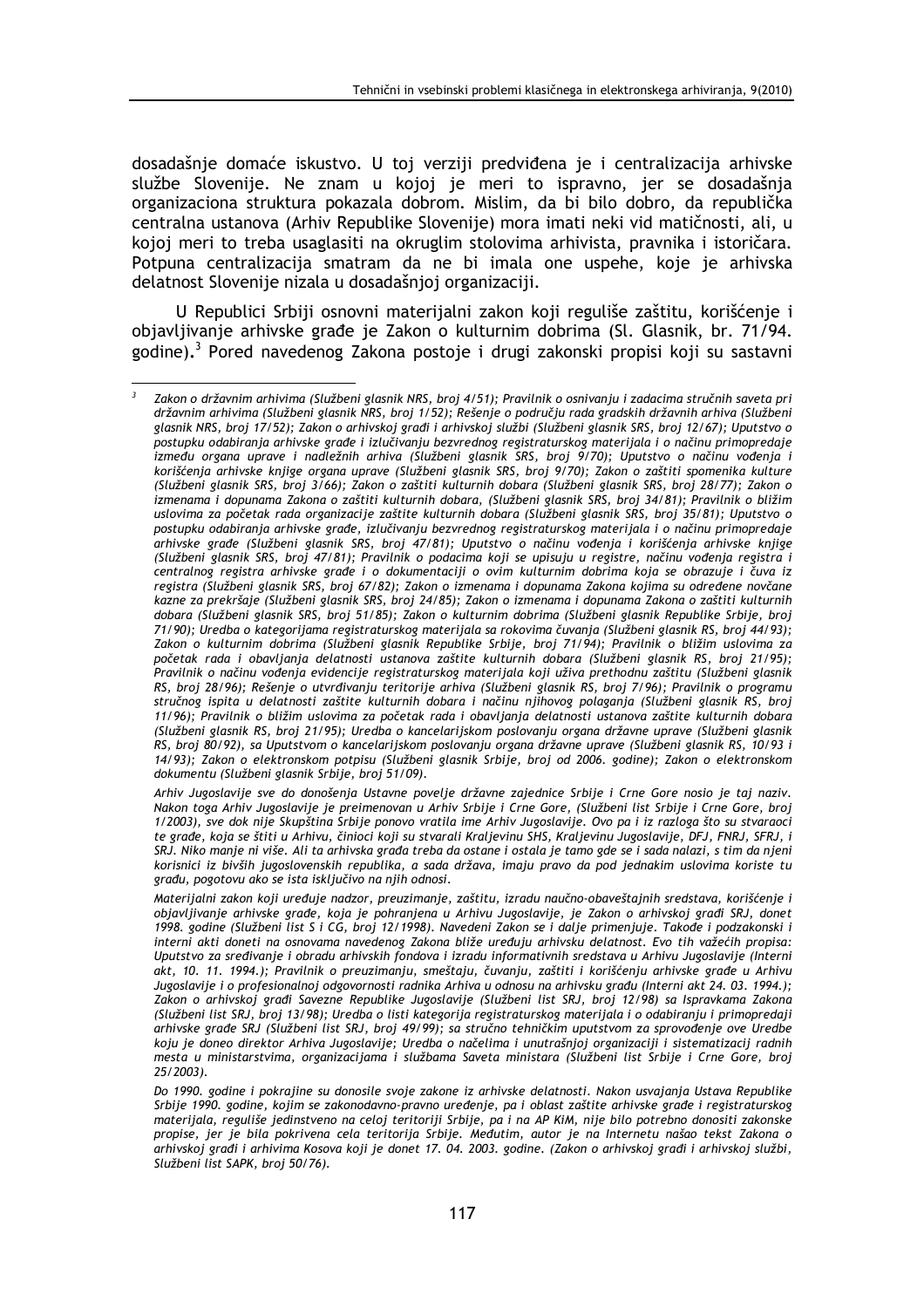dosadašnje domaće iskustvo. U toj verziji predviđena je i centralizacija arhivske službe Slovenije. Ne znam u kojoj je meri to ispravno, jer se dosadašnja organizaciona struktura pokazala dobrom. Mislim, da bi bilo dobro, da republička centralna ustanova (Arhiv Republike Slovenije) mora imati neki vid matičnosti, ali, u kojoj meri to treba usaglasiti na okruglim stolovima arhivista, pravnika i istoričara. Potpuna centralizacija smatram da ne bi imala one uspehe, koje je arhivska delatnost Slovenije nizala u dosadašnjoj organizaciji.

U Republici Srbiji osnovni materijalni zakon koji reguliše zaštitu, korišćenje i objavljivanje arhivske građe je Zakon o kulturnim dobrima (Sl. Glasnik, br. 71/94. godine).[3] Pored navedenog Zakona postoje i drugi zakonski propisi koji su sastavni

---

[3] *Zakon o državnim arhivima (Službeni glasnik NRS, broj 4/51); Pravilnik o osnivanju i zadacima stručnih saveta pri državnim arhivima (Službeni glasnik NRS, broj 1/52); Rešenje o području rada gradskih državnih arhiva (Službeni glasnik NRS, broj 17/52); Zakon o arhivskoj građi i arhivskoj službi (Službeni glasnik SRS, broj 12/67); Uputstvo o postupku odabiranja arhivske građe i izlučivanju bezvrednog registraturskog materijala i o načinu primopredaje između organa uprave i nadležnih arhiva (Službeni glasnik SRS, broj 9/70); Uputstvo o načinu vođenja i korišćenja arhivske knjige organa uprave (Službeni glasnik SRS, broj 9/70); Zakon o zaštiti spomenika kulture (Službeni glasnik SRS, broj 3/66); Zakon o zaštiti kulturnih dobara (Službeni glasnik SRS, broj 28/77); Zakon o izmenama i dopunama Zakona o zaštiti kulturnih dobara, (Službeni glasnik SRS, broj 34/81); Pravilnik o bližim uslovima za početak rada organizacije zaštite kulturnih dobara (Službeni glasnik SRS, broj 35/81); Uputstvo o postupku odabiranja arhivske građe, izlučivanju bezvrednog registraturskog materijala i o načinu primopredaje arhivske građe (Službeni glasnik SRS, broj 47/81); Uputstvo o načinu vođenja i korišćenja arhivske knjige (Službeni glasnik SRS, broj 47/81); Pravilnik o podacima koji se upisuju u registre, načinu vođenja registra i centralnog registra arhivske građe i o dokumentaciji o ovim kulturnim dobrima koja se obrazuje i čuva iz registra (Službeni glasnik SRS, broj 67/82); Zakon o izmenama i dopunama Zakona kojima su određene novčane kazne za prekršaje (Službeni glasnik SRS, broj 24/85); Zakon o izmenama i dopunama Zakona o zaštiti kulturnih dobara (Službeni glasnik SRS, broj 51/85); Zakon o kulturnim dobrima (Službeni glasnik Republike Srbije, broj 71/90); Uredba o kategorijama registraturskog materijala sa rokovima čuvanja (Službeni glasnik RS, broj 44/93); Zakon o kulturnim dobrima (Službeni glasnik Republike Srbije, broj 71/94); Pravilnik o bližim uslovima za početak rada i obavljanja delatnosti ustanova zaštite kulturnih dobara (Službeni glasnik RS, broj 21/95); Pravilnik o načinu vođenja evidencije registraturskog materijala koji uživa prethodnu zaštitu (Službeni glasnik RS, broj 28/96); Rešenje o utvrđivanju teritorije arhiva (Službeni glasnik RS, broj 7/96); Pravilnik o programu stručnog ispita u delatnosti zaštite kulturnih dobara i načinu njihovog polaganja (Službeni glasnik RS, broj 11/96); Pravilnik o bližim uslovima za početak rada i obavljanja delatnosti ustanova zaštite kulturnih dobara (Službeni glasnik RS, broj 21/95); Uredba o kancelarijskom poslovanju organa državne uprave (Službeni glasnik RS, broj 80/92), sa Uputstvom o kancelarijskom poslovanju organa državne uprave (Službeni glasnik RS, 10/93 i 14/93); Zakon o elektronskom potpisu (Službeni glasnik Srbije, broj od 2006. godine); Zakon o elektronskom dokumentu (Službeni glasnik Srbije, broj 51/09).*

*Arhiv Jugoslavije sve do donošenja Ustavne povelje državne zajednice Srbije i Crne Gore nosio je taj naziv. Nakon toga Arhiv Jugoslavije je preimenovan u Arhiv Srbije i Crne Gore, (Službeni list Srbije i Crne Gore, broj 1/2003), sve dok nije Skupština Srbije ponovo vratila ime Arhiv Jugoslavije. Ovo pa i iz razloga što su stvaraoci te građe, koja se štiti u Arhivu, činioci koji su stvarali Kraljevinu SHS, Kraljevinu Jugoslavije, DFJ, FNRJ, SFRJ, i SRJ. Niko manje ni više. Ali ta arhivska građa treba da ostane i ostala je tamo gde se i sada nalazi, s tim da njeni korisnici iz bivših jugoslovenskih republika, a sada država, imaju pravo da pod jednakim uslovima koriste tu građu, pogotovu ako se ista isključivo na njih odnosi.*

*Materijalni zakon koji uređuje nadzor, preuzimanje, zaštitu, izradu naučno-obaveštajnih sredstava, korišćenje i objavljivanje arhivske građe, koja je pohranjena u Arhivu Jugoslavije, je Zakon o arhivskoj građi SRJ, donet 1998. godine (Službeni list S i CG, broj 12/1998). Navedeni Zakon se i dalje primenjuje. Takođe i podzakonski i interni akti doneti na osnovama navedenog Zakona bliže uređuju arhivsku delatnost. Evo tih važećih propisa: Uputstvo za sređivanje i obradu arhivskih fondova i izradu informativnih sredstava u Arhivu Jugoslavije (Interni akt, 10. 11. 1994.); Pravilnik o preuzimanju, smeštaju, čuvanju, zaštiti i korišćenju arhivske građe u Arhivu Jugoslavije i o profesionalnoj odgovornosti radnika Arhiva u odnosu na arhivsku građu (Interni akt 24. 03. 1994.); Zakon o arhivskoj građi Savezne Republike Jugoslavije (Službeni list SRJ, broj 12/98) sa Ispravkama Zakona (Službeni list SRJ, broj 13/98); Uredba o listi kategorija registraturskog materijala i o odabiranju i primopredaji arhivske građe SRJ (Službeni list SRJ, broj 49/99); sa stručno tehničkim uputstvom za sprovođenje ove Uredbe koju je doneo direktor Arhiva Jugoslavije; Uredba o načelima i unutrašnjoj organizaciji i sistematizaciji radnih mesta u ministarstvima, organizacijama i službama Saveta ministara (Službeni list Srbije i Crne Gore, broj 25/2003).*

*Do 1990. godine i pokrajine su donosile svoje zakone iz arhivske delatnosti. Nakon usvajanja Ustava Republike Srbije 1990. godine, kojim se zakonodavno-pravno uređenje, pa i oblast zaštite arhivske građe i registraturskog materijala, reguliše jedinstveno na celoj teritoriji Srbije, pa i na AP KiM, nije bilo potrebno donositi zakonske propise, jer je bila pokrivena cela teritorija Srbije. Međutim, autor je na Internetu našao tekst Zakona o arhivskoj građi i arhivima Kosova koji je donet 17. 04. 2003. godine. (Zakon o arhivskoj građi i arhivskoj službi, Službeni list SAPK, broj 50/76).*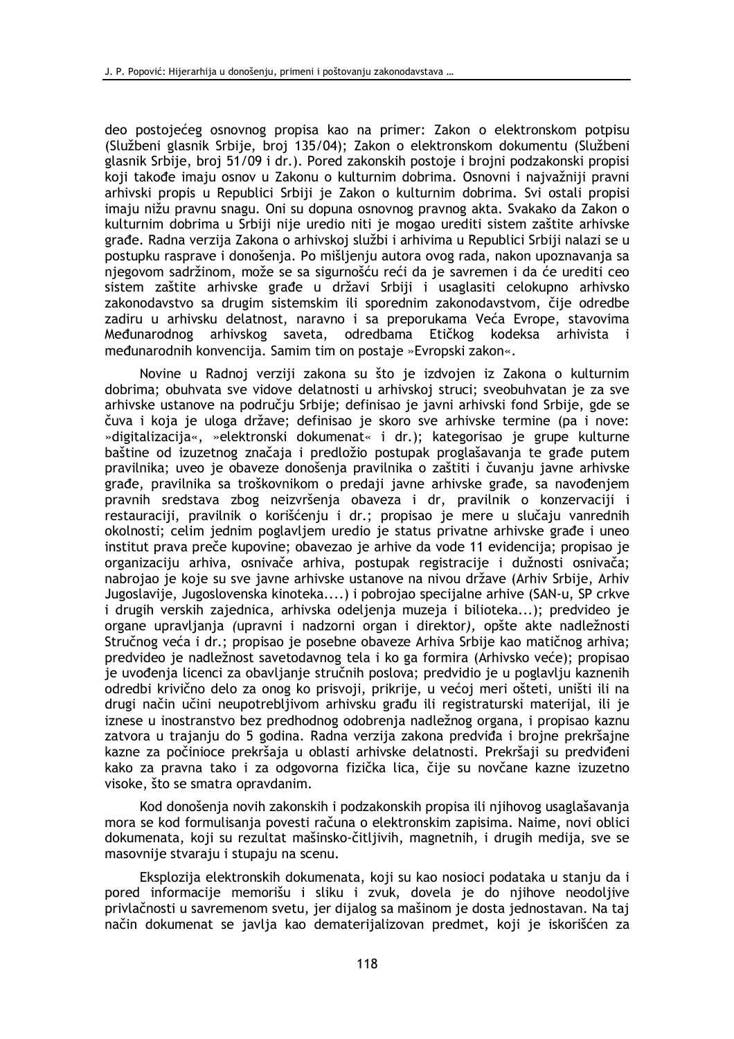deo postojećeg osnovnog propisa kao na primer: Zakon o elektronskom potpisu (Službeni glasnik Srbije, broj 135/04); Zakon o elektronskom dokumentu (Službeni glasnik Srbije, broj 51/09 i dr.). Pored zakonskih postoje i brojni podzakonski propisi koji takođe imaju osnov u Zakonu o kulturnim dobrima. Osnovni i najvažniji pravni arhivski propis u Republici Srbiji je Zakon o kulturnim dobrima. Svi ostali propisi imaju nižu pravnu snagu. Oni su dopuna osnovnog pravnog akta. Svakako da Zakon o kulturnim dobrima u Srbiji nije uredio niti je mogao urediti sistem zaštite arhivske građe. Radna verzija Zakona o arhivskoj službi i arhivima u Republici Srbiji nalazi se u postupku rasprave i donošenja. Po mišljenju autora ovog rada, nakon upoznavanja sa njegovom sadržinom, može se sa sigurnošću reći da je savremen i da će urediti ceo sistem zaštite arhivske građe u državi Srbiji i usaglasiti celokupno arhivsko zakonodavstvo sa drugim sistemskim ili sporednim zakonodavstvom, čije odredbe zadiru u arhivsku delatnost, naravno i sa preporukama Veća Evrope, stavovima Međunarodnog arhivskog saveta, odredbama Etičkog kodeksa arhivista i međunarodnih konvencija. Samim tim on postaje »Evropski zakon«.

Novine u Radnoj verziji zakona su što je izdvojen iz Zakona o kulturnim dobrima; obuhvata sve vidove delatnosti u arhivskoj struci; sveobuhvatan je za sve arhivske ustanove na području Srbije; definisao je javni arhivski fond Srbije, gde se čuva i koja je uloga države; definisao je skoro sve arhivske termine (pa i nove: »digitalizacija«, »elektronski dokumenat« i dr.); kategorisao je grupe kulturne baštine od izuzetnog značaja i predložio postupak proglašavanja te građe putem pravilnika; uveo je obaveze donošenja pravilnika o zaštiti i čuvanju javne arhivske građe, pravilnika sa troškovnikom o predaji javne arhivske građe, sa navođenjem pravnih sredstava zbog neizvršenja obaveza i dr, pravilnik o konzervaciji i restauraciji, pravilnik o korišćenju i dr.; propisao je mere u slučaju vanrednih okolnosti; celim jednim poglavljem uredio je status privatne arhivske građe i uneo institut prava preče kupovine; obavezao je arhive da vode 11 evidencija; propisao je organizaciju arhiva, osnivače arhiva, postupak registracije i dužnosti osnivača; nabrojao je koje su sve javne arhivske ustanove na nivou države (Arhiv Srbije, Arhiv Jugoslavije, Jugoslovenska kinoteka....) i pobrojao specijalne arhive (SAN-u, SP crkve i drugih verskih zajednica, arhivska odeljenja muzeja i bilioteka...); predvideo je organe upravljanja *(upravni i nadzorni organ i direktor)*, opšte akte nadležnosti Stručnog veća i dr.; propisao je posebne obaveze Arhiva Srbije kao matičnog arhiva; predvideo je nadležnost savetodavnog tela i ko ga formira (Arhivsko veće); propisao je uvođenja licenci za obavljanje stručnih poslova; predvidio je u poglavlju kaznenih odredbi krivično delo za onog ko prisvoji, prikrije, u većoj meri ošteti, uništi ili na drugi način učini neupotrebljivom arhivsku građu ili registraturski materijal, ili je iznese u inostranstvo bez predhodnog odobrenja nadležnog organa, i propisao kaznu zatvora u trajanju do 5 godina. Radna verzija zakona predviđa i brojne prekršajne kazne za počinioce prekršaja u oblasti arhivske delatnosti. Prekršaji su predviđeni kako za pravna tako i za odgovorna fizička lica, čije su novčane kazne izuzetno visoke, što se smatra opravdanim.

Kod donošenja novih zakonskih i podzakonskih propisa ili njihovog usaglašavanja mora se kod formulisanja povesti računa o elektronskim zapisima. Naime, novi oblici dokumenata, koji su rezultat mašinsko-čitljivih, magnetnih, i drugih medija, sve se masovnije stvaraju i stupaju na scenu.

Eksplozija elektronskih dokumenata, koji su kao nosioci podataka u stanju da i pored informacije memorišu i sliku i zvuk, dovela je do njihove neodoljive privlačnosti u savremenom svetu, jer dijalog sa mašinom je dosta jednostavan. Na taj način dokumenat se javlja kao dematerijalizovan predmet, koji je iskorišćen za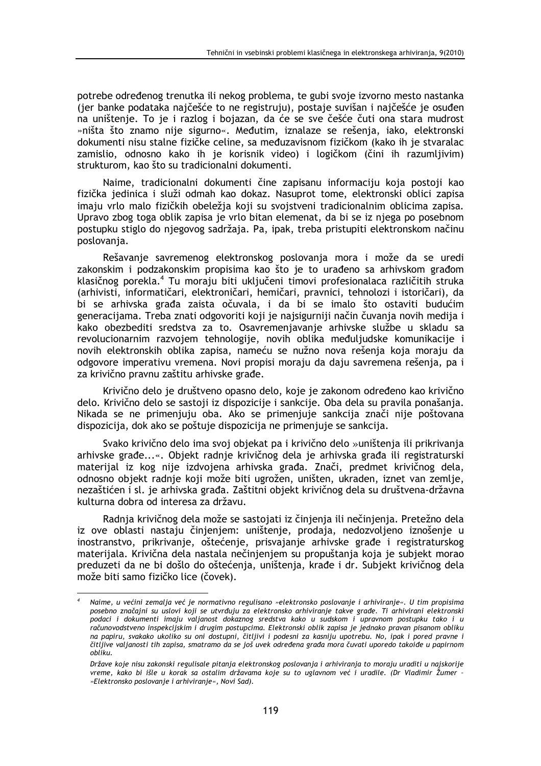potrebe određenog trenutka ili nekog problema, te gubi svoje izvorno mesto nastanka (jer banke podataka najčešće to ne registruju), postaje suvišan i najčešće je osuđen na uništenje. To je i razlog i bojazan, da će se sve češće čuti ona stara mudrost »ništa što znamo nije sigurno«. Međutim, iznalaze se rešenja, iako, elektronski dokumenti nisu stalne fizičke celine, sa međuzavisnom fizičkom (kako ih je stvaralac zamislio, odnosno kako ih je korisnik video) i logičkom (čini ih razumljivim) strukturom, kao što su tradicionalni dokumenti.

Naime, tradicionalni dokumenti čine zapisanu informaciju koja postoji kao fizička jedinica i služi odmah kao dokaz. Nasuprot tome, elektronski oblici zapisa imaju vrlo malo fizičkih obeležja koji su svojstveni tradicionalnim oblicima zapisa. Upravo zbog toga oblik zapisa je vrlo bitan elemenat, da bi se iz njega po posebnom postupku stiglo do njegovog sadržaja. Pa, ipak, treba pristupiti elektronskom načinu poslovanja.

Rešavanje savremenog elektronskog poslovanja mora i može da se uredi zakonskim i podzakonskim propisima kao što je to urađeno sa arhivskom građom klasičnog porekla.[4] Tu moraju biti uključeni timovi profesionalaca različitih struka (arhivisti, informatičari, elektroničari, hemičari, pravnici, tehnolozi i istoričari), da bi se arhivska građa zaista očuvala, i da bi se imalo što ostaviti budućim generacijama. Treba znati odgovoriti koji je najsigurniji način čuvanja novih medija i kako obezbediti sredstva za to. Osavremenjavanje arhivske službe u skladu sa revolucionarnim razvojem tehnologije, novih oblika međuljudske komunikacije i novih elektronskih oblika zapisa, nameću se nužno nova rešenja koja moraju da odgovore imperativu vremena. Novi propisi moraju da daju savremena rešenja, pa i za krivično pravnu zaštitu arhivske građe.

Krivično delo je društveno opasno delo, koje je zakonom određeno kao krivično delo. Krivično delo se sastoji iz dispozicije i sankcije. Oba dela su pravila ponašanja. Nikada se ne primenjuju oba. Ako se primenjuje sankcija znači nije poštovana dispozicija, dok ako se poštuje dispozicija ne primenjuje se sankcija.

Svako krivično delo ima svoj objekat pa i krivično delo »uništenja ili prikrivanja arhivske građe...«. Objekt radnje krivičnog dela je arhivska građa ili registraturski materijal iz kog nije izdvojena arhivska građa. Znači, predmet krivičnog dela, odnosno objekt radnje koji može biti ugrožen, uništen, ukraden, iznet van zemlje, nezaštićen i sl. je arhivska građa. Zaštitni objekt krivičnog dela su društvena-državna kulturna dobra od interesa za državu.

Radnja krivičnog dela može se sastojati iz činjenja ili nečinjenja. Pretežno dela iz ove oblasti nastaju činjenjem: uništenje, prodaja, nedozvoljeno iznošenje u inostranstvo, prikrivanje, oštećenje, prisvajanje arhivske građe i registraturskog materijala. Krivična dela nastala nečinjenjem su propuštanja koja je subjekt morao preduzeti da ne bi došlo do oštećenja, uništenja, krađe i dr. Subjekt krivičnog dela može biti samo fizičko lice (čovek).

---

[4] *Naime, u većini zemalja već je normativno regulisano »elektronsko poslovanje i arhiviranje«. U tim propisima posebno značajni su uslovi koji se utvrđuju za elektronsko arhiviranje takve građe. Ti arhivirani elektronski podaci i dokumenti imaju valjanost dokaznog sredstva kako u sudskom i upravnom postupku tako i u računovodstveno inspekcijskim i drugim postupcima. Elektronski oblik zapisa je jednako pravan pisanom obliku na papiru, svakako ukoliko su oni dostupni, čitljivi i podesni za kasniju upotrebu. No, ipak i pored pravne i čitljive valjanosti tih zapisa, smatramo da se još uvek određena građa mora čuvati uporedo takođe u papirnom obliku.*

*Države koje nisu zakonski regulisale pitanja elektronskog poslovanja i arhiviranja to moraju uraditi u najskorije vreme, kako bi išle u korak sa ostalim državama koje su to uglavnom već i uradile. (Dr Vladimir Žumer – »Elektronsko poslovanje i arhiviranje«, Novi Sad).*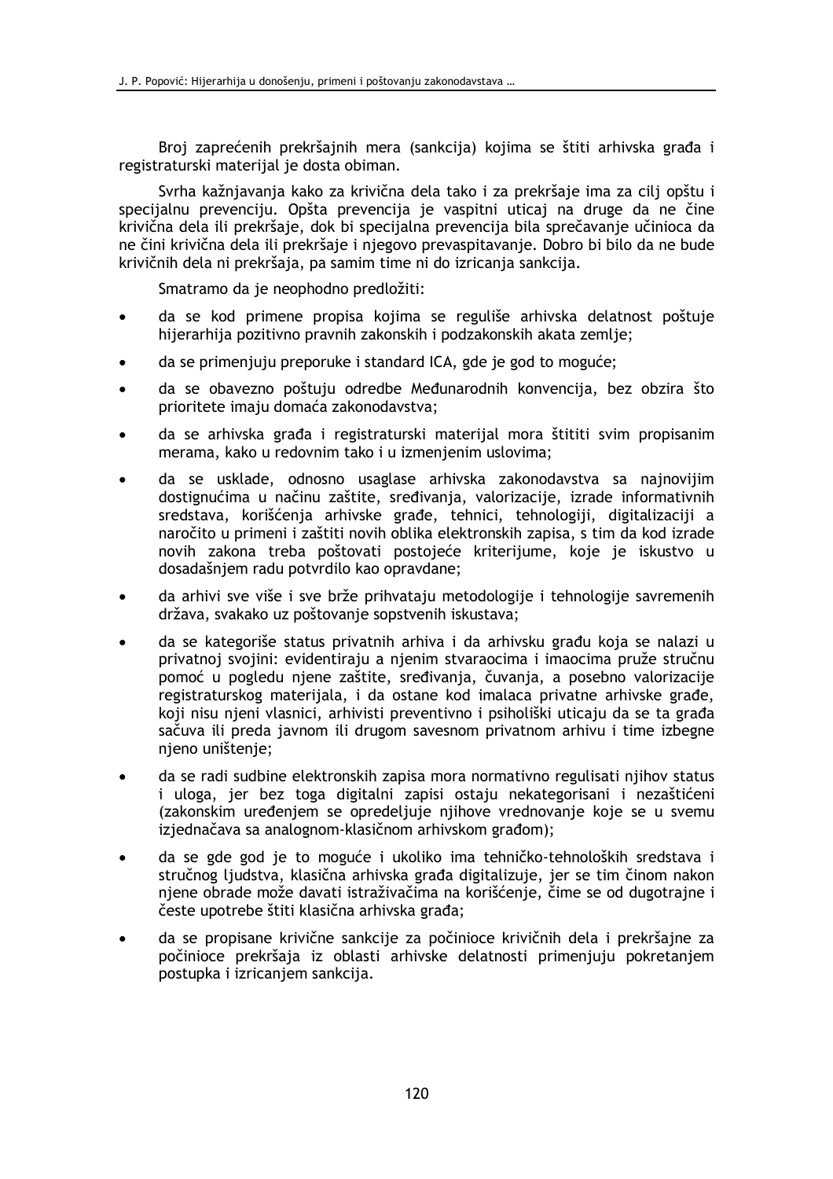Broj zaprećenih prekršajnih mera (sankcija) kojima se štiti arhivska građa i registraturski materijal je dosta obiman.

Svrha kažnjavanja kako za krivična dela tako i za prekršaje ima za cilj opštu i specijalnu prevenciju. Opšta prevencija je vaspitni uticaj na druge da ne čine krivična dela ili prekršaje, dok bi specijalna prevencija bila sprečavanje učinioca da ne čini krivična dela ili prekršaje i njegovo prevaspitavanje. Dobro bi bilo da ne bude krivičnih dela ni prekršaja, pa samim time ni do izricanja sankcija.

Smatramo da je neophodno predložiti:

- da se kod primene propisa kojima se reguliše arhivska delatnost poštuje hijerarhija pozitivno pravnih zakonskih i podzakonskih akata zemlje;
- da se primenjuju preporuke i standard ICA, gde je god to moguće;
- da se obavezno poštuju odredbe Međunarodnih konvencija, bez obzira što prioritete imaju domaća zakonodavstva;
- da se arhivska građa i registraturski materijal mora štititi svim propisanim merama, kako u redovnim tako i u izmenjenim uslovima;
- da se usklade, odnosno usaglase arhivska zakonodavstva sa najnovijim dostignućima u načinu zaštite, sređivanja, valorizacije, izrade informativnih sredstava, korišćenja arhivske građe, tehnici, tehnologiji, digitalizaciji a naročito u primeni i zaštiti novih oblika elektronskih zapisa, s tim da kod izrade novih zakona treba poštovati postojeće kriterijume, koje je iskustvo u dosadašnjem radu potvrdilo kao opravdane;
- da arhivi sve više i sve brže prihvataju metodologije i tehnologije savremenih država, svakako uz poštovanje sopstvenih iskustava;
- da se kategoriše status privatnih arhiva i da arhivsku građu koja se nalazi u privatnoj svojini: evidentiraju a njenim stvaraocima i imaocima pruže stručnu pomoć u pogledu njene zaštite, sređivanja, čuvanja, a posebno valorizacije registraturskog materijala, i da ostane kod imalaca privatne arhivske građe, koji nisu njeni vlasnici, arhivisti preventivno i psihološki uticaju da se ta građa sačuva ili preda javnom ili drugom savesnom privatnom arhivu i time izbegne njeno uništenje;
- da se radi sudbine elektronskih zapisa mora normativno regulisati njihov status i uloga, jer bez toga digitalni zapisi ostaju nekategorisani i nezaštićeni (zakonskim uređenjem se opredeljuje njihove vrednovanje koje se u svemu izjednačava sa analognom-klasičnom arhivskom građom);
- da se gde god je to moguće i ukoliko ima tehničko-tehnoloških sredstava i stručnog ljudstva, klasična arhivska građa digitalizuje, jer se tim činom nakon njene obrade može davati istraživačima na korišćenje, čime se od dugotrajne i česte upotrebe štiti klasična arhivska građa;
- da se propisane krivične sankcije za počinioce krivičnih dela i prekršajne za počinioce prekršaja iz oblasti arhivske delatnosti primenjuju pokretanjem postupka i izricanjem sankcija.